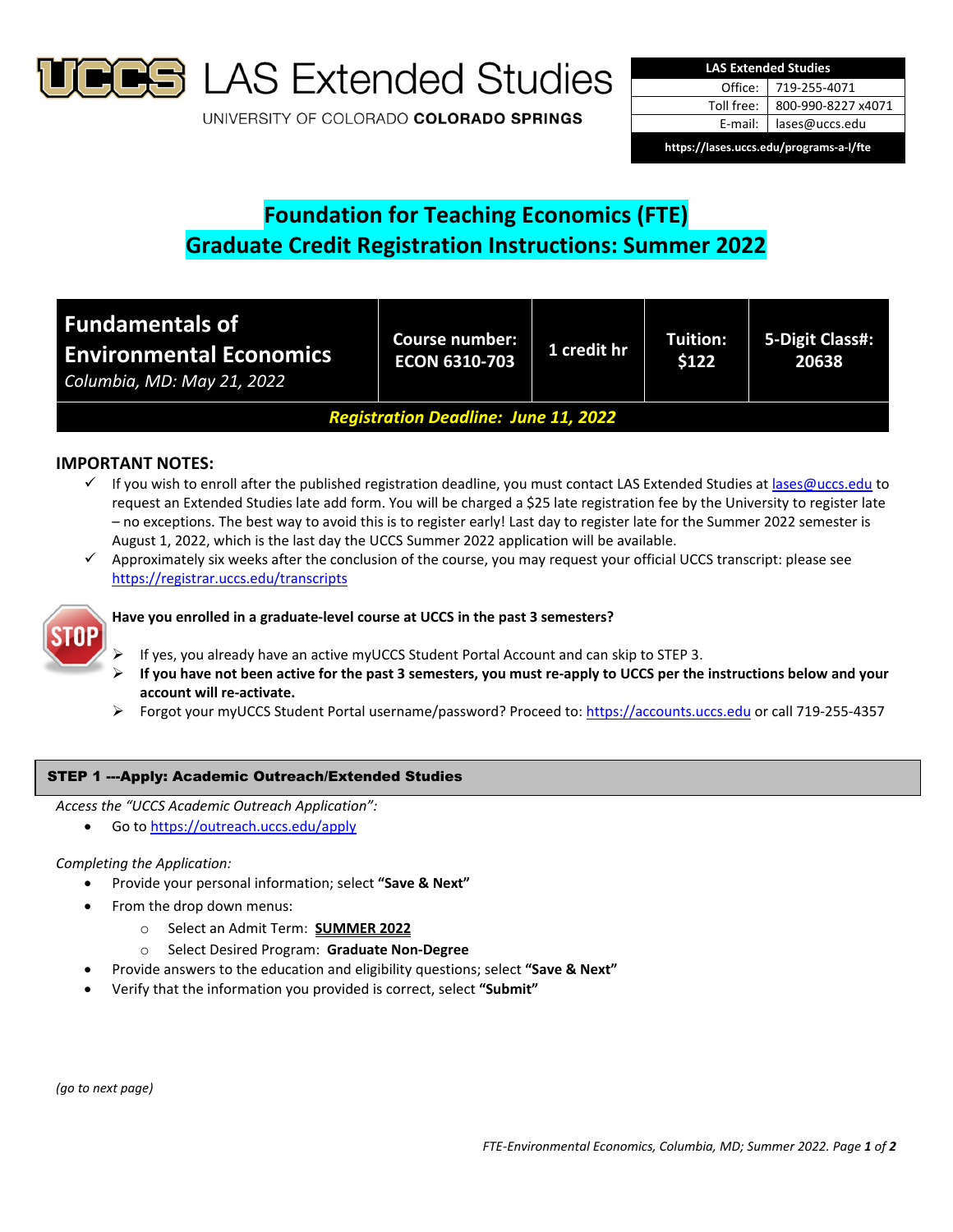UCCS LAS Extended Studies

UNIVERSITY OF COLORADO **COLORADO SPRINGS**

| LAS Extended Studies | |
|---|---|
| Office: | 719-255-4071 |
| Toll free: | 800-990-8227 x4071 |
| E-mail: | lases@uccs.edu |
| https://lases.uccs.edu/programs-a-l/fte | |

# Foundation for Teaching Economics (FTE)
# Graduate Credit Registration Instructions: Summer 2022

| **Fundamentals of Environmental Economics** *Columbia, MD: May 21, 2022* | **Course number: ECON 6310-703** | **1 credit hr** | **Tuition: $122** | **5-Digit Class#: 20638** |
|---|---|---|---|---|
| ***Registration Deadline: June 11, 2022*** | | | | |

## IMPORTANT NOTES:

- ✓ If you wish to enroll after the published registration deadline, you must contact LAS Extended Studies at lases@uccs.edu to request an Extended Studies late add form. You will be charged a $25 late registration fee by the University to register late – no exceptions. The best way to avoid this is to register early! Last day to register late for the Summer 2022 semester is August 1, 2022, which is the last day the UCCS Summer 2022 application will be available.
- ✓ Approximately six weeks after the conclusion of the course, you may request your official UCCS transcript: please see https://registrar.uccs.edu/transcripts

STOP **Have you enrolled in a graduate-level course at UCCS in the past 3 semesters?**

- If yes, you already have an active myUCCS Student Portal Account and can skip to STEP 3.
- **If you have not been active for the past 3 semesters, you must re-apply to UCCS per the instructions below and your account will re-activate.**
- Forgot your myUCCS Student Portal username/password? Proceed to: https://accounts.uccs.edu or call 719-255-4357

## STEP 1 ---Apply: Academic Outreach/Extended Studies

*Access the "UCCS Academic Outreach Application":*

- Go to https://outreach.uccs.edu/apply

*Completing the Application:*

- Provide your personal information; select **"Save & Next"**
- From the drop down menus:
  - Select an Admit Term: **SUMMER 2022**
  - Select Desired Program: **Graduate Non-Degree**
- Provide answers to the education and eligibility questions; select **"Save & Next"**
- Verify that the information you provided is correct, select **"Submit"**

*(go to next page)*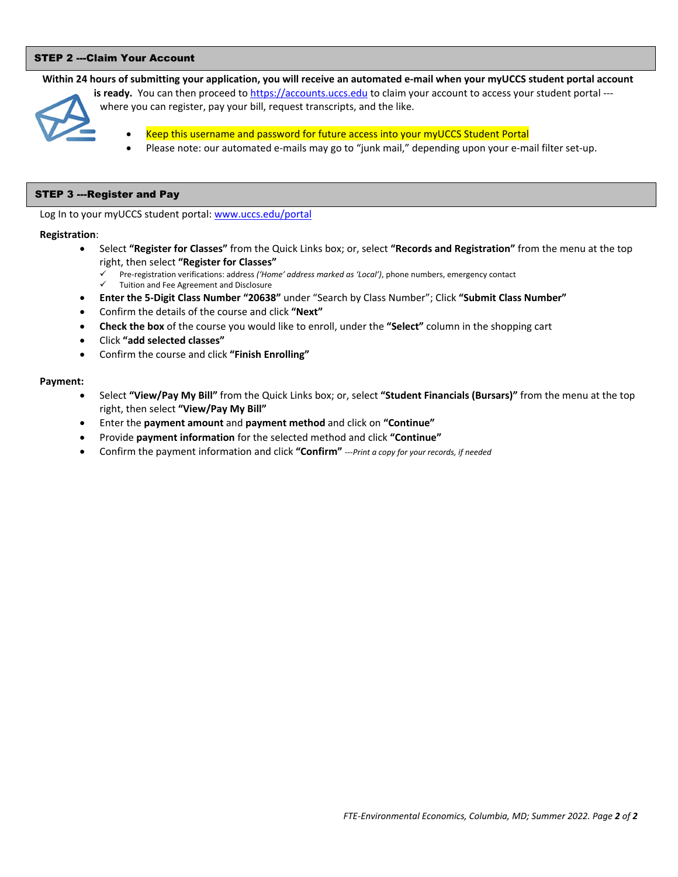## STEP 2 ---Claim Your Account

**Within 24 hours of submitting your application, you will receive an automated e-mail when your myUCCS student portal account is ready.** You can then proceed to https://accounts.uccs.edu to claim your account to access your student portal ---where you can register, pay your bill, request transcripts, and the like.

- Keep this username and password for future access into your myUCCS Student Portal
- Please note: our automated e-mails may go to "junk mail," depending upon your e-mail filter set-up.

## STEP 3 ---Register and Pay

Log In to your myUCCS student portal: www.uccs.edu/portal

**Registration**:

- Select **"Register for Classes"** from the Quick Links box; or, select **"Records and Registration"** from the menu at the top right, then select **"Register for Classes"**
  - ✓ Pre-registration verifications: address *('Home' address marked as 'Local')*, phone numbers, emergency contact
  - ✓ Tuition and Fee Agreement and Disclosure
- **Enter the 5-Digit Class Number "20638"** under "Search by Class Number"; Click **"Submit Class Number"**
- Confirm the details of the course and click **"Next"**
- **Check the box** of the course you would like to enroll, under the **"Select"** column in the shopping cart
- Click **"add selected classes"**
- Confirm the course and click **"Finish Enrolling"**

**Payment:**

- Select **"View/Pay My Bill"** from the Quick Links box; or, select **"Student Financials (Bursars)"** from the menu at the top right, then select **"View/Pay My Bill"**
- Enter the **payment amount** and **payment method** and click on **"Continue"**
- Provide **payment information** for the selected method and click **"Continue"**
- Confirm the payment information and click **"Confirm"** *---Print a copy for your records, if needed*